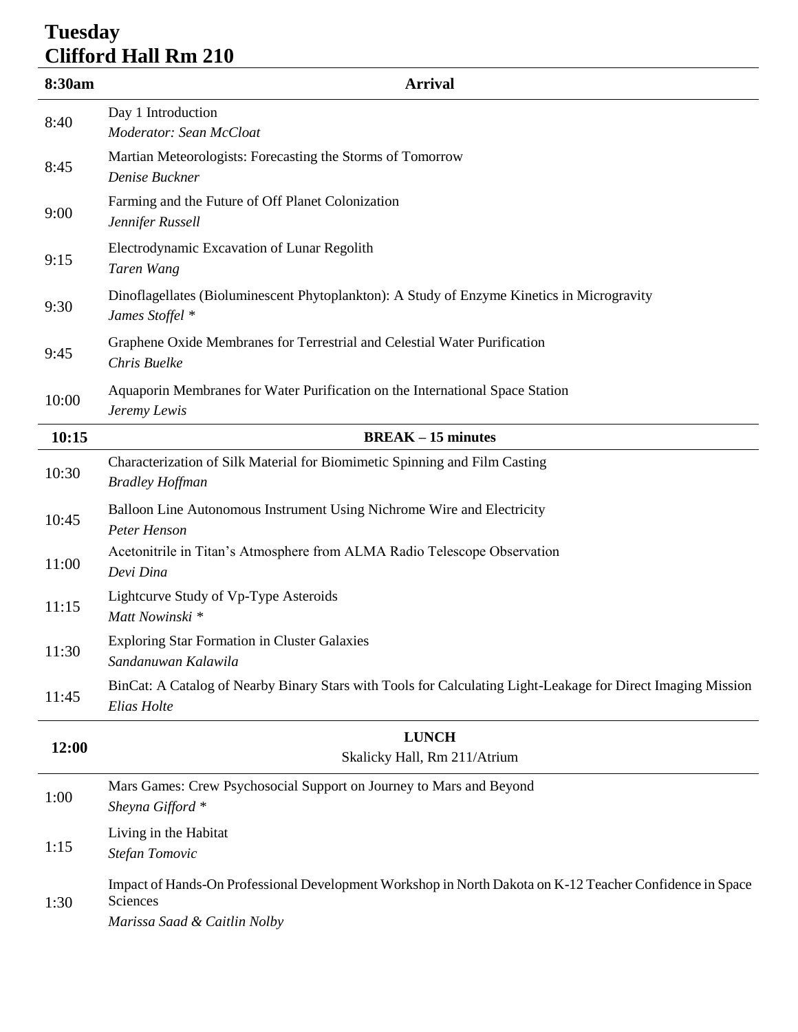# Tuesday
# Clifford Hall Rm 210

| Time | Session |
|---|---|
| **8:30am** | **Arrival** |
| 8:40 | Day 1 Introduction<br>*Moderator: Sean McCloat* |
| 8:45 | Martian Meteorologists: Forecasting the Storms of Tomorrow<br>*Denise Buckner* |
| 9:00 | Farming and the Future of Off Planet Colonization<br>*Jennifer Russell* |
| 9:15 | Electrodynamic Excavation of Lunar Regolith<br>*Taren Wang* |
| 9:30 | Dinoflagellates (Bioluminescent Phytoplankton): A Study of Enzyme Kinetics in Microgravity<br>*James Stoffel* * |
| 9:45 | Graphene Oxide Membranes for Terrestrial and Celestial Water Purification<br>*Chris Buelke* |
| 10:00 | Aquaporin Membranes for Water Purification on the International Space Station<br>*Jeremy Lewis* |
| **10:15** | **BREAK – 15 minutes** |
| 10:30 | Characterization of Silk Material for Biomimetic Spinning and Film Casting<br>*Bradley Hoffman* |
| 10:45 | Balloon Line Autonomous Instrument Using Nichrome Wire and Electricity<br>*Peter Henson* |
| 11:00 | Acetonitrile in Titan's Atmosphere from ALMA Radio Telescope Observation<br>*Devi Dina* |
| 11:15 | Lightcurve Study of Vp-Type Asteroids<br>*Matt Nowinski* * |
| 11:30 | Exploring Star Formation in Cluster Galaxies<br>*Sandanuwan Kalawila* |
| 11:45 | BinCat: A Catalog of Nearby Binary Stars with Tools for Calculating Light-Leakage for Direct Imaging Mission<br>*Elias Holte* |
| **12:00** | **LUNCH**<br>Skalicky Hall, Rm 211/Atrium |
| 1:00 | Mars Games: Crew Psychosocial Support on Journey to Mars and Beyond<br>*Sheyna Gifford* * |
| 1:15 | Living in the Habitat<br>*Stefan Tomovic* |
| 1:30 | Impact of Hands-On Professional Development Workshop in North Dakota on K-12 Teacher Confidence in Space Sciences<br>*Marissa Saad & Caitlin Nolby* |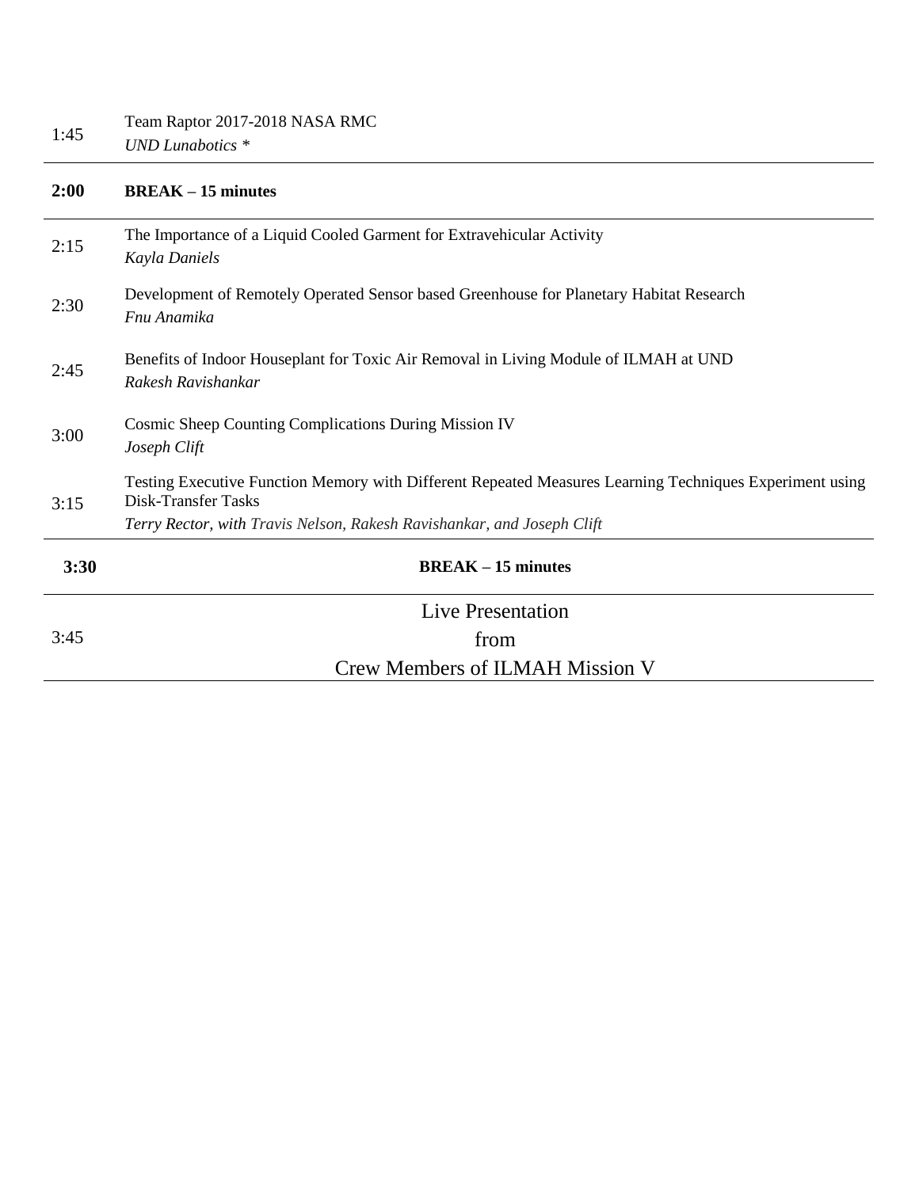| | |
|---|---|
| 1:45 | Team Raptor 2017-2018 NASA RMC<br>*UND Lunabotics \** |
| **2:00** | **BREAK – 15 minutes** |
| 2:15 | The Importance of a Liquid Cooled Garment for Extravehicular Activity<br>*Kayla Daniels* |
| 2:30 | Development of Remotely Operated Sensor based Greenhouse for Planetary Habitat Research<br>*Fnu Anamika* |
| 2:45 | Benefits of Indoor Houseplant for Toxic Air Removal in Living Module of ILMAH at UND<br>*Rakesh Ravishankar* |
| 3:00 | Cosmic Sheep Counting Complications During Mission IV<br>*Joseph Clift* |
| 3:15 | Testing Executive Function Memory with Different Repeated Measures Learning Techniques Experiment using Disk-Transfer Tasks<br>*Terry Rector, with Travis Nelson, Rakesh Ravishankar, and Joseph Clift* |
| **3:30** | **BREAK – 15 minutes** |
| 3:45 | Live Presentation<br>from<br>Crew Members of ILMAH Mission V |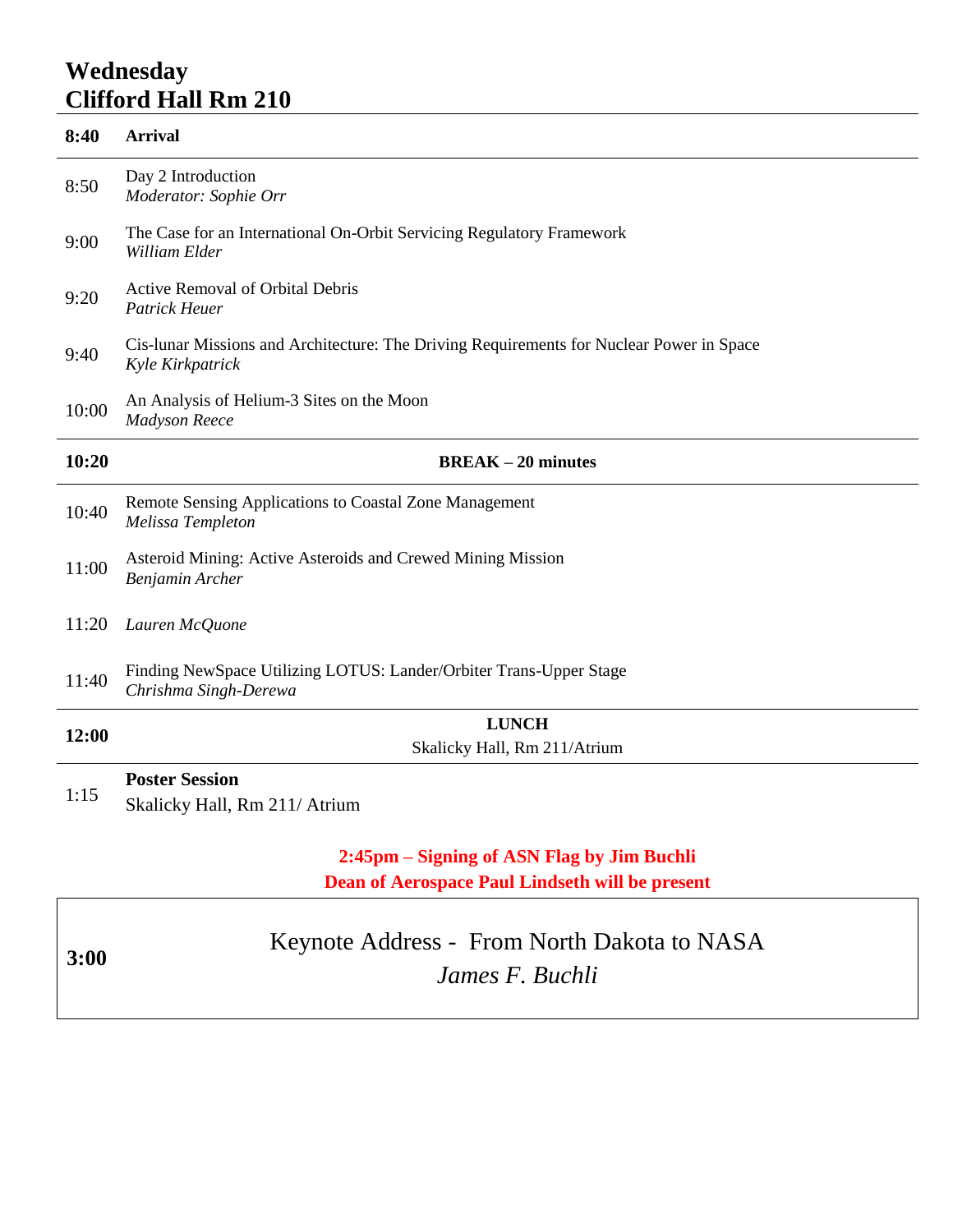## Wednesday
## Clifford Hall Rm 210

| | |
|---|---|
| **8:40** | **Arrival** |
| 8:50 | Day 2 Introduction<br>*Moderator: Sophie Orr* |
| 9:00 | The Case for an International On-Orbit Servicing Regulatory Framework<br>*William Elder* |
| 9:20 | Active Removal of Orbital Debris<br>*Patrick Heuer* |
| 9:40 | Cis-lunar Missions and Architecture: The Driving Requirements for Nuclear Power in Space<br>*Kyle Kirkpatrick* |
| 10:00 | An Analysis of Helium-3 Sites on the Moon<br>*Madyson Reece* |
| **10:20** | **BREAK – 20 minutes** |
| 10:40 | Remote Sensing Applications to Coastal Zone Management<br>*Melissa Templeton* |
| 11:00 | Asteroid Mining: Active Asteroids and Crewed Mining Mission<br>*Benjamin Archer* |
| 11:20 | *Lauren McQuone* |
| 11:40 | Finding NewSpace Utilizing LOTUS: Lander/Orbiter Trans-Upper Stage<br>*Chrishma Singh-Derewa* |
| **12:00** | **LUNCH**<br>Skalicky Hall, Rm 211/Atrium |
| 1:15 | **Poster Session**<br>Skalicky Hall, Rm 211/ Atrium |

**2:45pm – Signing of ASN Flag by Jim Buchli**
**Dean of Aerospace Paul Lindseth will be present**

| | |
|---|---|
| **3:00** | Keynote Address - From North Dakota to NASA<br>*James F. Buchli* |